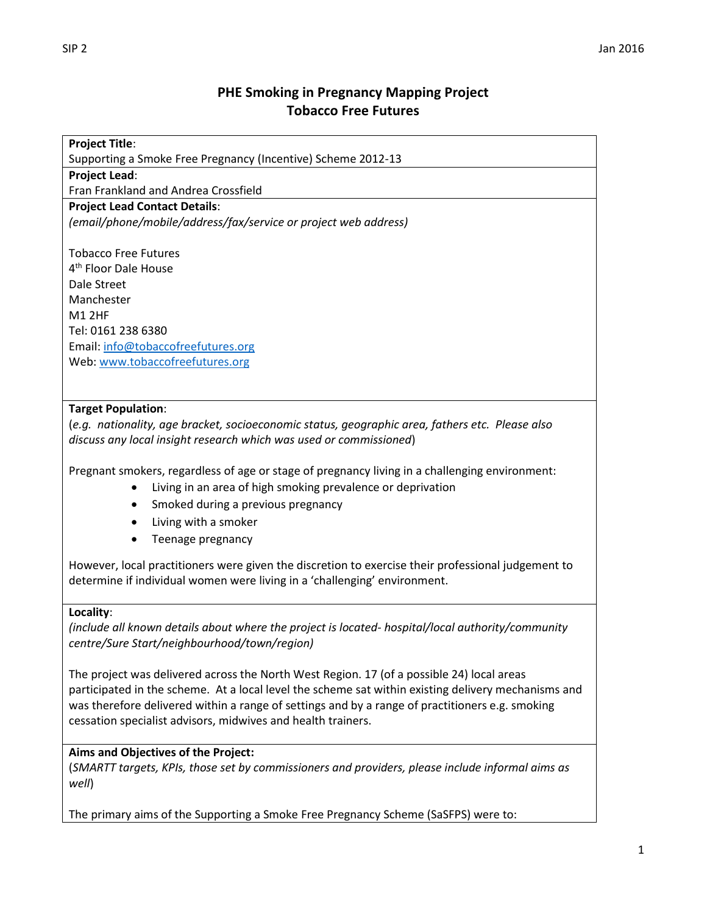# PHE Smoking in Pregnancy Mapping Project
## Tobacco Free Futures

**Project Title**:
Supporting a Smoke Free Pregnancy (Incentive) Scheme 2012-13

**Project Lead**:
Fran Frankland and Andrea Crossfield

**Project Lead Contact Details**:
*(email/phone/mobile/address/fax/service or project web address)*

Tobacco Free Futures
4th Floor Dale House
Dale Street
Manchester
M1 2HF
Tel: 0161 238 6380
Email: info@tobaccofreefutures.org
Web: www.tobaccofreefutures.org

**Target Population**:
(*e.g. nationality, age bracket, socioeconomic status, geographic area, fathers etc. Please also discuss any local insight research which was used or commissioned*)

Pregnant smokers, regardless of age or stage of pregnancy living in a challenging environment:

- Living in an area of high smoking prevalence or deprivation
- Smoked during a previous pregnancy
- Living with a smoker
- Teenage pregnancy

However, local practitioners were given the discretion to exercise their professional judgement to determine if individual women were living in a 'challenging' environment.

**Locality**:
*(include all known details about where the project is located- hospital/local authority/community centre/Sure Start/neighbourhood/town/region)*

The project was delivered across the North West Region. 17 (of a possible 24) local areas participated in the scheme. At a local level the scheme sat within existing delivery mechanisms and was therefore delivered within a range of settings and by a range of practitioners e.g. smoking cessation specialist advisors, midwives and health trainers.

**Aims and Objectives of the Project:**
(*SMARTT targets, KPIs, those set by commissioners and providers, please include informal aims as well*)

The primary aims of the Supporting a Smoke Free Pregnancy Scheme (SaSFPS) were to: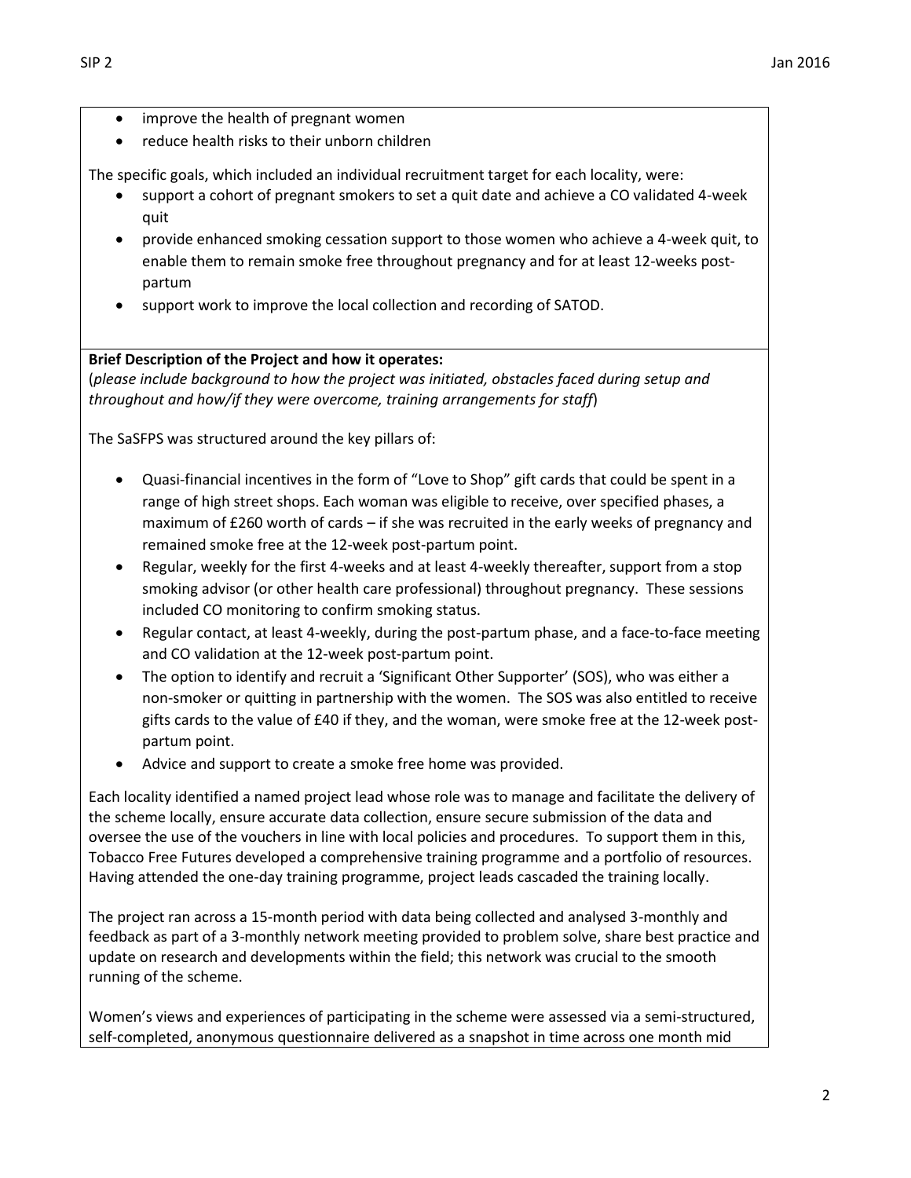- improve the health of pregnant women
- reduce health risks to their unborn children

The specific goals, which included an individual recruitment target for each locality, were:

- support a cohort of pregnant smokers to set a quit date and achieve a CO validated 4-week quit
- provide enhanced smoking cessation support to those women who achieve a 4-week quit, to enable them to remain smoke free throughout pregnancy and for at least 12-weeks post-partum
- support work to improve the local collection and recording of SATOD.

**Brief Description of the Project and how it operates:**
(*please include background to how the project was initiated, obstacles faced during setup and throughout and how/if they were overcome, training arrangements for staff*)

The SaSFPS was structured around the key pillars of:

- Quasi-financial incentives in the form of "Love to Shop" gift cards that could be spent in a range of high street shops. Each woman was eligible to receive, over specified phases, a maximum of £260 worth of cards – if she was recruited in the early weeks of pregnancy and remained smoke free at the 12-week post-partum point.
- Regular, weekly for the first 4-weeks and at least 4-weekly thereafter, support from a stop smoking advisor (or other health care professional) throughout pregnancy. These sessions included CO monitoring to confirm smoking status.
- Regular contact, at least 4-weekly, during the post-partum phase, and a face-to-face meeting and CO validation at the 12-week post-partum point.
- The option to identify and recruit a 'Significant Other Supporter' (SOS), who was either a non-smoker or quitting in partnership with the women. The SOS was also entitled to receive gifts cards to the value of £40 if they, and the woman, were smoke free at the 12-week post-partum point.
- Advice and support to create a smoke free home was provided.

Each locality identified a named project lead whose role was to manage and facilitate the delivery of the scheme locally, ensure accurate data collection, ensure secure submission of the data and oversee the use of the vouchers in line with local policies and procedures. To support them in this, Tobacco Free Futures developed a comprehensive training programme and a portfolio of resources. Having attended the one-day training programme, project leads cascaded the training locally.

The project ran across a 15-month period with data being collected and analysed 3-monthly and feedback as part of a 3-monthly network meeting provided to problem solve, share best practice and update on research and developments within the field; this network was crucial to the smooth running of the scheme.

Women's views and experiences of participating in the scheme were assessed via a semi-structured, self-completed, anonymous questionnaire delivered as a snapshot in time across one month mid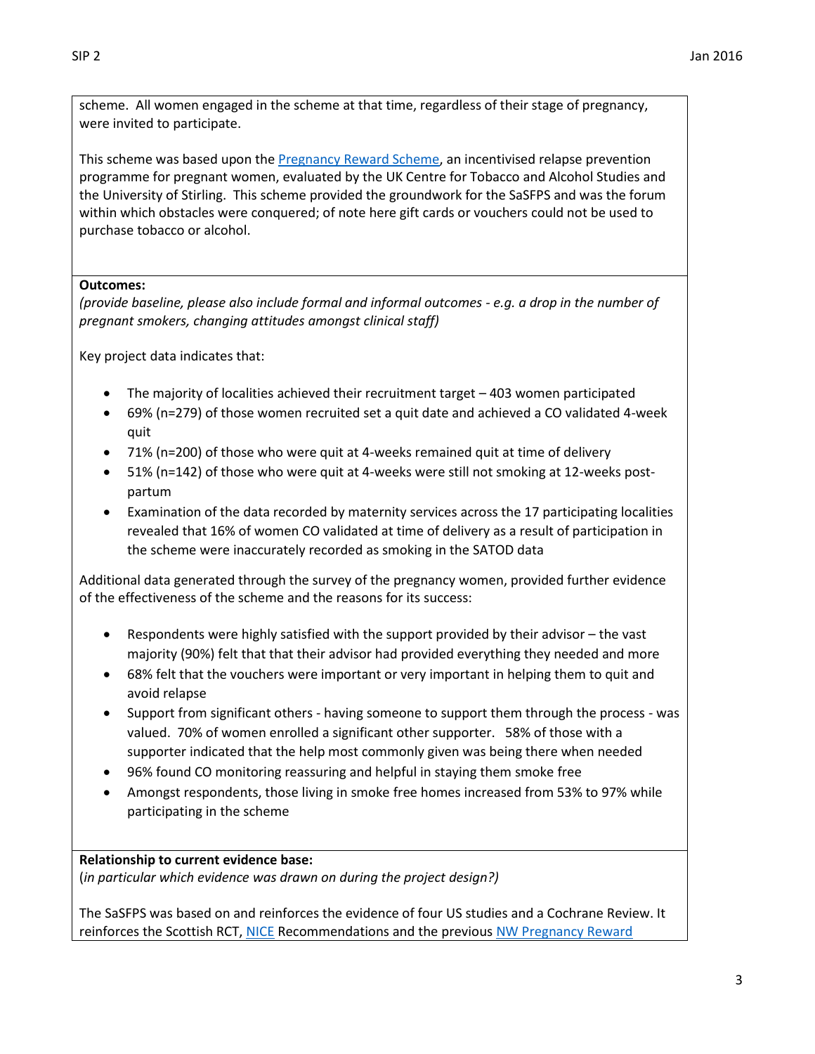scheme. All women engaged in the scheme at that time, regardless of their stage of pregnancy, were invited to participate.

This scheme was based upon the Pregnancy Reward Scheme, an incentivised relapse prevention programme for pregnant women, evaluated by the UK Centre for Tobacco and Alcohol Studies and the University of Stirling. This scheme provided the groundwork for the SaSFPS and was the forum within which obstacles were conquered; of note here gift cards or vouchers could not be used to purchase tobacco or alcohol.

**Outcomes:**
*(provide baseline, please also include formal and informal outcomes - e.g. a drop in the number of pregnant smokers, changing attitudes amongst clinical staff)*

Key project data indicates that:

- The majority of localities achieved their recruitment target – 403 women participated
- 69% (n=279) of those women recruited set a quit date and achieved a CO validated 4-week quit
- 71% (n=200) of those who were quit at 4-weeks remained quit at time of delivery
- 51% (n=142) of those who were quit at 4-weeks were still not smoking at 12-weeks post-partum
- Examination of the data recorded by maternity services across the 17 participating localities revealed that 16% of women CO validated at time of delivery as a result of participation in the scheme were inaccurately recorded as smoking in the SATOD data

Additional data generated through the survey of the pregnancy women, provided further evidence of the effectiveness of the scheme and the reasons for its success:

- Respondents were highly satisfied with the support provided by their advisor – the vast majority (90%) felt that that their advisor had provided everything they needed and more
- 68% felt that the vouchers were important or very important in helping them to quit and avoid relapse
- Support from significant others - having someone to support them through the process - was valued. 70% of women enrolled a significant other supporter. 58% of those with a supporter indicated that the help most commonly given was being there when needed
- 96% found CO monitoring reassuring and helpful in staying them smoke free
- Amongst respondents, those living in smoke free homes increased from 53% to 97% while participating in the scheme

**Relationship to current evidence base:**
(*in particular which evidence was drawn on during the project design?)*

The SaSFPS was based on and reinforces the evidence of four US studies and a Cochrane Review. It reinforces the Scottish RCT, NICE Recommendations and the previous NW Pregnancy Reward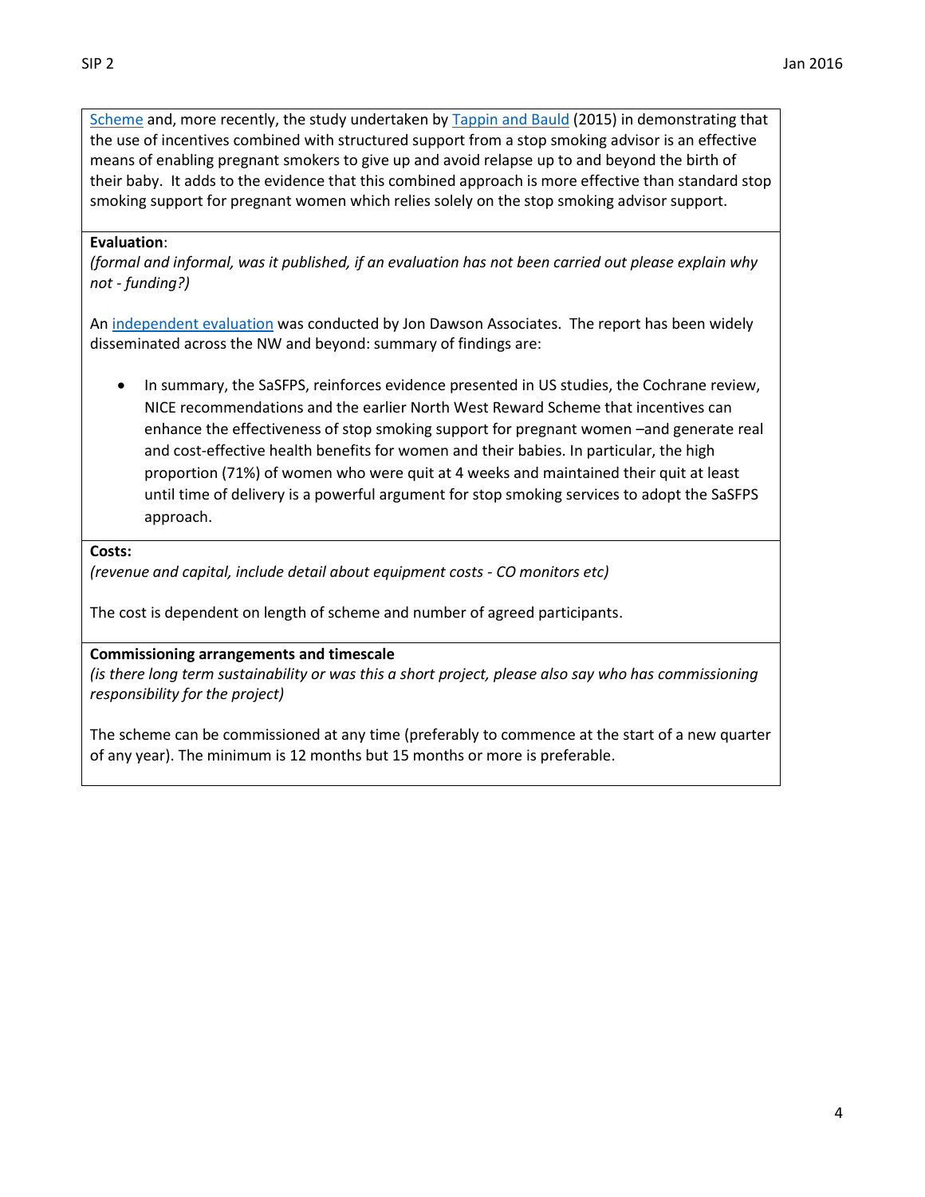Scheme and, more recently, the study undertaken by Tappin and Bauld (2015) in demonstrating that the use of incentives combined with structured support from a stop smoking advisor is an effective means of enabling pregnant smokers to give up and avoid relapse up to and beyond the birth of their baby. It adds to the evidence that this combined approach is more effective than standard stop smoking support for pregnant women which relies solely on the stop smoking advisor support.

**Evaluation**:
*(formal and informal, was it published, if an evaluation has not been carried out please explain why not - funding?)*

An independent evaluation was conducted by Jon Dawson Associates. The report has been widely disseminated across the NW and beyond: summary of findings are:

- In summary, the SaSFPS, reinforces evidence presented in US studies, the Cochrane review, NICE recommendations and the earlier North West Reward Scheme that incentives can enhance the effectiveness of stop smoking support for pregnant women –and generate real and cost-effective health benefits for women and their babies. In particular, the high proportion (71%) of women who were quit at 4 weeks and maintained their quit at least until time of delivery is a powerful argument for stop smoking services to adopt the SaSFPS approach.

**Costs:**
*(revenue and capital, include detail about equipment costs - CO monitors etc)*

The cost is dependent on length of scheme and number of agreed participants.

**Commissioning arrangements and timescale**
*(is there long term sustainability or was this a short project, please also say who has commissioning responsibility for the project)*

The scheme can be commissioned at any time (preferably to commence at the start of a new quarter of any year). The minimum is 12 months but 15 months or more is preferable.